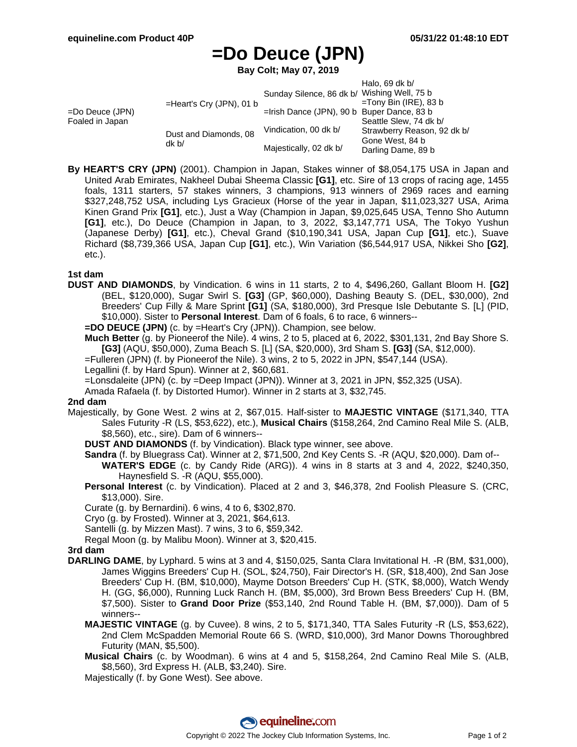# =Do Deuce (JPN)

**Bay Colt; May 07, 2019**

| | | | |
|---|---|---|---|
| =Do Deuce (JPN) Foaled in Japan | =Heart's Cry (JPN), 01 b | Sunday Silence, 86 dk b/ | Halo, 69 dk b/ |
| | | | Wishing Well, 75 b |
| | | =Irish Dance (JPN), 90 b | =Tony Bin (IRE), 83 b |
| | | | Buper Dance, 83 b |
| | Dust and Diamonds, 08 dk b/ | Vindication, 00 dk b/ | Seattle Slew, 74 dk b/ |
| | | | Strawberry Reason, 92 dk b/ |
| | | Majestically, 02 dk b/ | Gone West, 84 b |
| | | | Darling Dame, 89 b |

**By HEART'S CRY (JPN)** (2001). Champion in Japan, Stakes winner of $8,054,175 USA in Japan and United Arab Emirates, Nakheel Dubai Sheema Classic **[G1]**, etc. Sire of 13 crops of racing age, 1455 foals, 1311 starters, 57 stakes winners, 3 champions, 913 winners of 2969 races and earning $327,248,752 USA, including Lys Gracieux (Horse of the year in Japan, $11,023,327 USA, Arima Kinen Grand Prix **[G1]**, etc.), Just a Way (Champion in Japan, $9,025,645 USA, Tenno Sho Autumn **[G1]**, etc.), Do Deuce (Champion in Japan, to 3, 2022, $3,147,771 USA, The Tokyo Yushun (Japanese Derby) **[G1]**, etc.), Cheval Grand ($10,190,341 USA, Japan Cup **[G1]**, etc.), Suave Richard ($8,739,366 USA, Japan Cup **[G1]**, etc.), Win Variation ($6,544,917 USA, Nikkei Sho **[G2]**, etc.).

### 1st dam

**DUST AND DIAMONDS**, by Vindication. 6 wins in 11 starts, 2 to 4, $496,260, Gallant Bloom H. **[G2]** (BEL, $120,000), Sugar Swirl S. **[G3]** (GP, $60,000), Dashing Beauty S. (DEL, $30,000), 2nd Breeders' Cup Filly & Mare Sprint **[G1]** (SA, $180,000), 3rd Presque Isle Debutante S. [L] (PID, $10,000). Sister to **Personal Interest**. Dam of 6 foals, 6 to race, 6 winners--

- **=DO DEUCE (JPN)** (c. by =Heart's Cry (JPN)). Champion, see below.
- **Much Better** (g. by Pioneerof the Nile). 4 wins, 2 to 5, placed at 6, 2022, $301,131, 2nd Bay Shore S. **[G3]** (AQU, $50,000), Zuma Beach S. [L] (SA, $20,000), 3rd Sham S. **[G3]** (SA, $12,000).
- =Fulleren (JPN) (f. by Pioneerof the Nile). 3 wins, 2 to 5, 2022 in JPN, $547,144 (USA).
- Legallini (f. by Hard Spun). Winner at 2, $60,681.
- =Lonsdaleite (JPN) (c. by =Deep Impact (JPN)). Winner at 3, 2021 in JPN, $52,325 (USA).
- Amada Rafaela (f. by Distorted Humor). Winner in 2 starts at 3, $32,745.

### 2nd dam

Majestically, by Gone West. 2 wins at 2, $67,015. Half-sister to **MAJESTIC VINTAGE** ($171,340, TTA Sales Futurity -R (LS, $53,622), etc.), **Musical Chairs** ($158,264, 2nd Camino Real Mile S. (ALB, $8,560), etc., sire). Dam of 6 winners--

- **DUST AND DIAMONDS** (f. by Vindication). Black type winner, see above.
- **Sandra** (f. by Bluegrass Cat). Winner at 2, $71,500, 2nd Key Cents S. -R (AQU, $20,000). Dam of--
  - **WATER'S EDGE** (c. by Candy Ride (ARG)). 4 wins in 8 starts at 3 and 4, 2022, $240,350, Haynesfield S. -R (AQU, $55,000).
- **Personal Interest** (c. by Vindication). Placed at 2 and 3, $46,378, 2nd Foolish Pleasure S. (CRC, $13,000). Sire.
- Curate (g. by Bernardini). 6 wins, 4 to 6, $302,870.
- Cryo (g. by Frosted). Winner at 3, 2021, $64,613.
- Santelli (g. by Mizzen Mast). 7 wins, 3 to 6, $59,342.
- Regal Moon (g. by Malibu Moon). Winner at 3, $20,415.

### 3rd dam

**DARLING DAME**, by Lyphard. 5 wins at 3 and 4, $150,025, Santa Clara Invitational H. -R (BM, $31,000), James Wiggins Breeders' Cup H. (SOL, $24,750), Fair Director's H. (SR, $18,400), 2nd San Jose Breeders' Cup H. (BM, $10,000), Mayme Dotson Breeders' Cup H. (STK, $8,000), Watch Wendy H. (GG, $6,000), Running Luck Ranch H. (BM, $5,000), 3rd Brown Bess Breeders' Cup H. (BM, $7,500). Sister to **Grand Door Prize** ($53,140, 2nd Round Table H. (BM, $7,000)). Dam of 5 winners--

- **MAJESTIC VINTAGE** (g. by Cuvee). 8 wins, 2 to 5, $171,340, TTA Sales Futurity -R (LS, $53,622), 2nd Clem McSpadden Memorial Route 66 S. (WRD, $10,000), 3rd Manor Downs Thoroughbred Futurity (MAN, $5,500).
- **Musical Chairs** (c. by Woodman). 6 wins at 4 and 5, $158,264, 2nd Camino Real Mile S. (ALB, $8,560), 3rd Express H. (ALB, $3,240). Sire.
- Majestically (f. by Gone West). See above.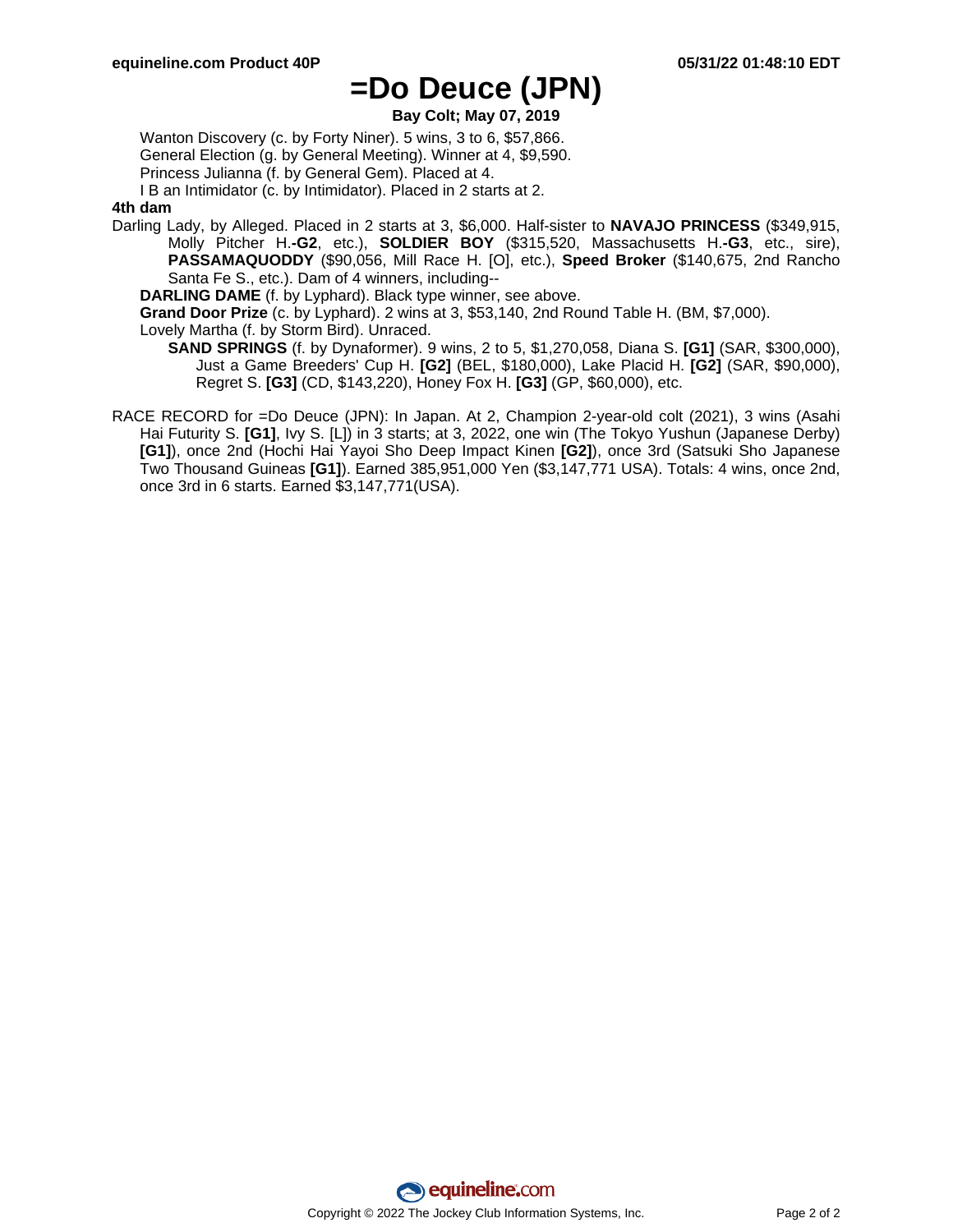# =Do Deuce (JPN)

**Bay Colt; May 07, 2019**

Wanton Discovery (c. by Forty Niner). 5 wins, 3 to 6, $57,866.
General Election (g. by General Meeting). Winner at 4, $9,590.
Princess Julianna (f. by General Gem). Placed at 4.
I B an Intimidator (c. by Intimidator). Placed in 2 starts at 2.

**4th dam**

Darling Lady, by Alleged. Placed in 2 starts at 3, $6,000. Half-sister to **NAVAJO PRINCESS** ($349,915, Molly Pitcher H.**-G2**, etc.), **SOLDIER BOY** ($315,520, Massachusetts H.**-G3**, etc., sire), **PASSAMAQUODDY** ($90,056, Mill Race H. [O], etc.), **Speed Broker** ($140,675, 2nd Rancho Santa Fe S., etc.). Dam of 4 winners, including--

**DARLING DAME** (f. by Lyphard). Black type winner, see above.
**Grand Door Prize** (c. by Lyphard). 2 wins at 3, $53,140, 2nd Round Table H. (BM, $7,000).
Lovely Martha (f. by Storm Bird). Unraced.

**SAND SPRINGS** (f. by Dynaformer). 9 wins, 2 to 5, $1,270,058, Diana S. **[G1]** (SAR, $300,000), Just a Game Breeders' Cup H. **[G2]** (BEL, $180,000), Lake Placid H. **[G2]** (SAR, $90,000), Regret S. **[G3]** (CD, $143,220), Honey Fox H. **[G3]** (GP, $60,000), etc.

RACE RECORD for =Do Deuce (JPN): In Japan. At 2, Champion 2-year-old colt (2021), 3 wins (Asahi Hai Futurity S. **[G1]**, Ivy S. [L]) in 3 starts; at 3, 2022, one win (The Tokyo Yushun (Japanese Derby) **[G1]**), once 2nd (Hochi Hai Yayoi Sho Deep Impact Kinen **[G2]**), once 3rd (Satsuki Sho Japanese Two Thousand Guineas **[G1]**). Earned 385,951,000 Yen ($3,147,771 USA). Totals: 4 wins, once 2nd, once 3rd in 6 starts. Earned $3,147,771(USA).